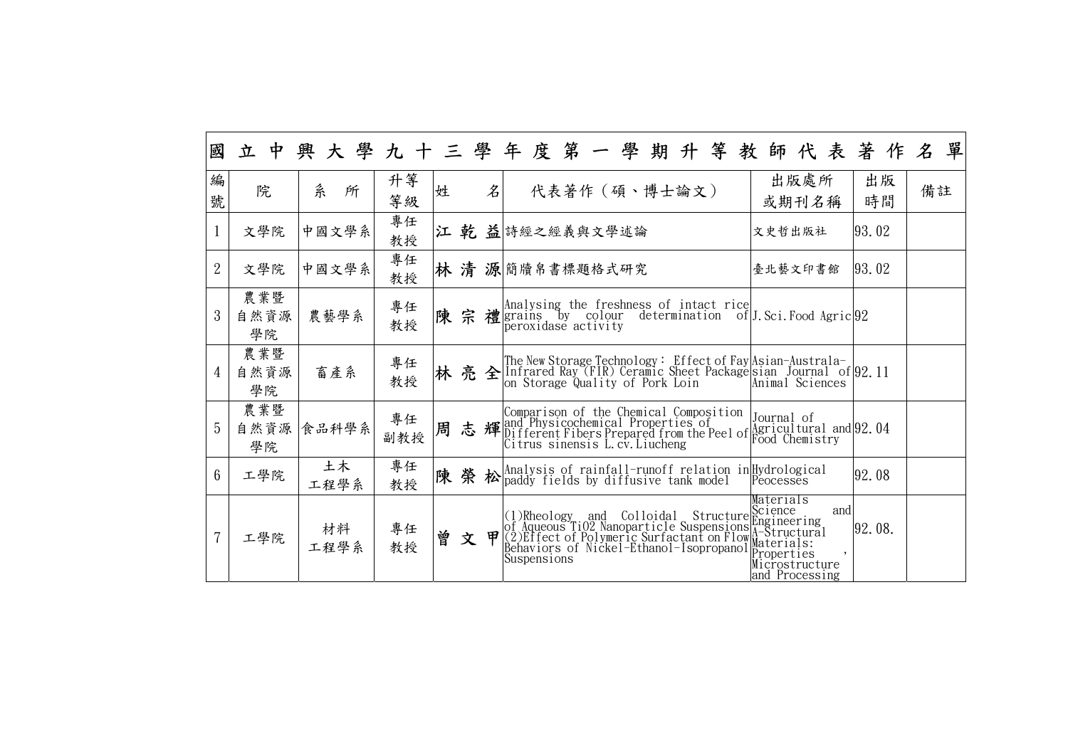# 國立中興大學九十三學年度第一學期升等教師代表著作名單

| 編號 | 院 | 系所 | 升等等級 | 姓名 | 代表著作（碩、博士論文） | 出版處所或期刊名稱 | 出版時間 | 備註 |
|---|---|---|---|---|---|---|---|---|
| 1 | 文學院 | 中國文學系 | 專任教授 | 江乾益 | 詩經之經義與文學述論 | 文史哲出版社 | 93.02 | |
| 2 | 文學院 | 中國文學系 | 專任教授 | 林清源 | 簡牘帛書標題格式研究 | 臺北藝文印書館 | 93.02 | |
| 3 | 農業暨自然資源學院 | 農藝學系 | 專任教授 | 陳宗禮 | Analysing the freshness of intact rice grains by colour determination of peroxidase activity | J.Sci.Food Agric | 92 | |
| 4 | 農業暨自然資源學院 | 畜產系 | 專任教授 | 林亮全 | The New Storage Technology： Effect of Fay Infrared Ray (FIR) Ceramic Sheet Package on Storage Quality of Pork Loin | Asian-Australasian Journal of Animal Sciences | 92.11 | |
| 5 | 農業暨自然資源學院 | 食品科學系 | 專任副教授 | 周志輝 | Comparison of the Chemical Composition and Physicochemical Properties of Different Fibers Prepared from the Peel of Citrus sinensis L.cv.Liucheng | Journal of Agricultural and Food Chemistry | 92.04 | |
| 6 | 工學院 | 土木工程學系 | 專任教授 | 陳榮松 | Analysis of rainfall-runoff relation in paddy fields by diffusive tank model | Hydrological Peocesses | 92.08 | |
| 7 | 工學院 | 材料工程學系 | 專任教授 | 曾文甲 | (1)Rheology and Colloidal Structure of Aqueous TiO2 Nanoparticle Suspensions (2)Effect of Polymeric Surfactant on Flow Behaviors of Nickel-Ethanol-Isopropanol Suspensions | Materials Science and Engineering A-Structural Materials: Properties, Microstructure and Processing | 92.08. | |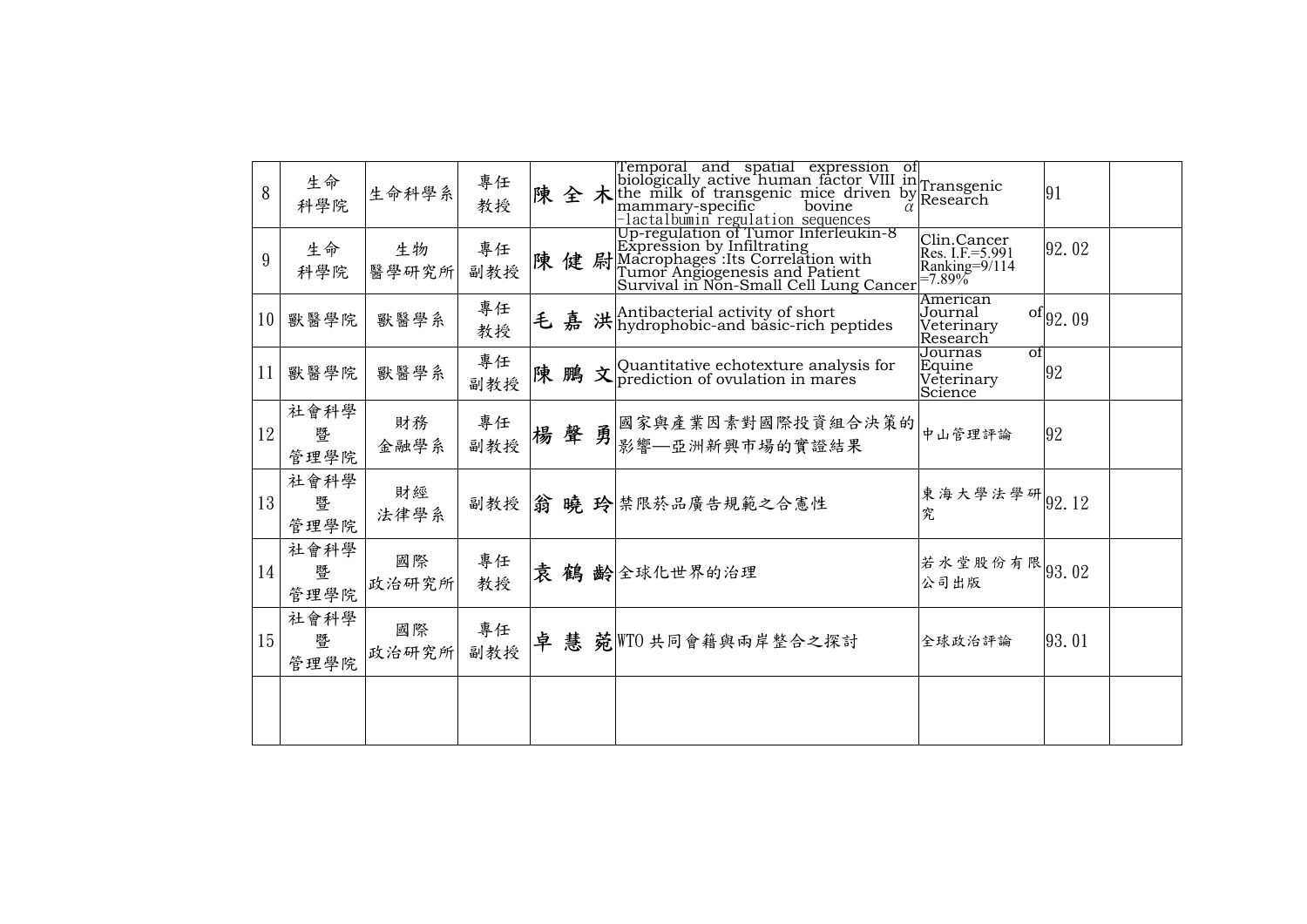| | | | | | | | | |
|---|---|---|---|---|---|---|---|---|
| 8 | 生命科學院 | 生命科學系 | 專任教授 | 陳全木 | Temporal and spatial expression of biologically active human factor VIII in the milk of transgenic mice driven by mammary-specific bovine $\alpha$-lactalbumin regulation sequences | Transgenic Research | 91 | |
| 9 | 生命科學院 | 生物醫學研究所 | 專任副教授 | 陳健尉 | Up-regulation of Tumor Interleukin-8 Expression by Infiltrating Macrophages :Its Correlation with Tumor Angiogenesis and Patient Survival in Non-Small Cell Lung Cancer | Clin.Cancer Res. I.F.=5.991 Ranking=9/114 =7.89% | 92.02 | |
| 10 | 獸醫學院 | 獸醫學系 | 專任教授 | 毛嘉洪 | Antibacterial activity of short hydrophobic-and basic-rich peptides | American Journal of Veterinary Research | 92.09 | |
| 11 | 獸醫學院 | 獸醫學系 | 專任副教授 | 陳鵬文 | Quantitative echotexture analysis for prediction of ovulation in mares | Journas of Equine Veterinary Science | 92 | |
| 12 | 社會科學暨管理學院 | 財務金融學系 | 專任副教授 | 楊聲勇 | 國家與產業因素對國際投資組合決策的影響—亞洲新興市場的實證結果 | 中山管理評論 | 92 | |
| 13 | 社會科學暨管理學院 | 財經法律學系 | 副教授 | 翁曉玲 | 禁限菸品廣告規範之合憲性 | 東海大學法學研究 | 92.12 | |
| 14 | 社會科學暨管理學院 | 國際政治研究所 | 專任教授 | 袁鶴齡 | 全球化世界的治理 | 若水堂股份有限公司出版 | 93.02 | |
| 15 | 社會科學暨管理學院 | 國際政治研究所 | 專任副教授 | 卓慧菀 | WTO 共同會籍與兩岸整合之探討 | 全球政治評論 | 93.01 | |
| | | | | | | | | |